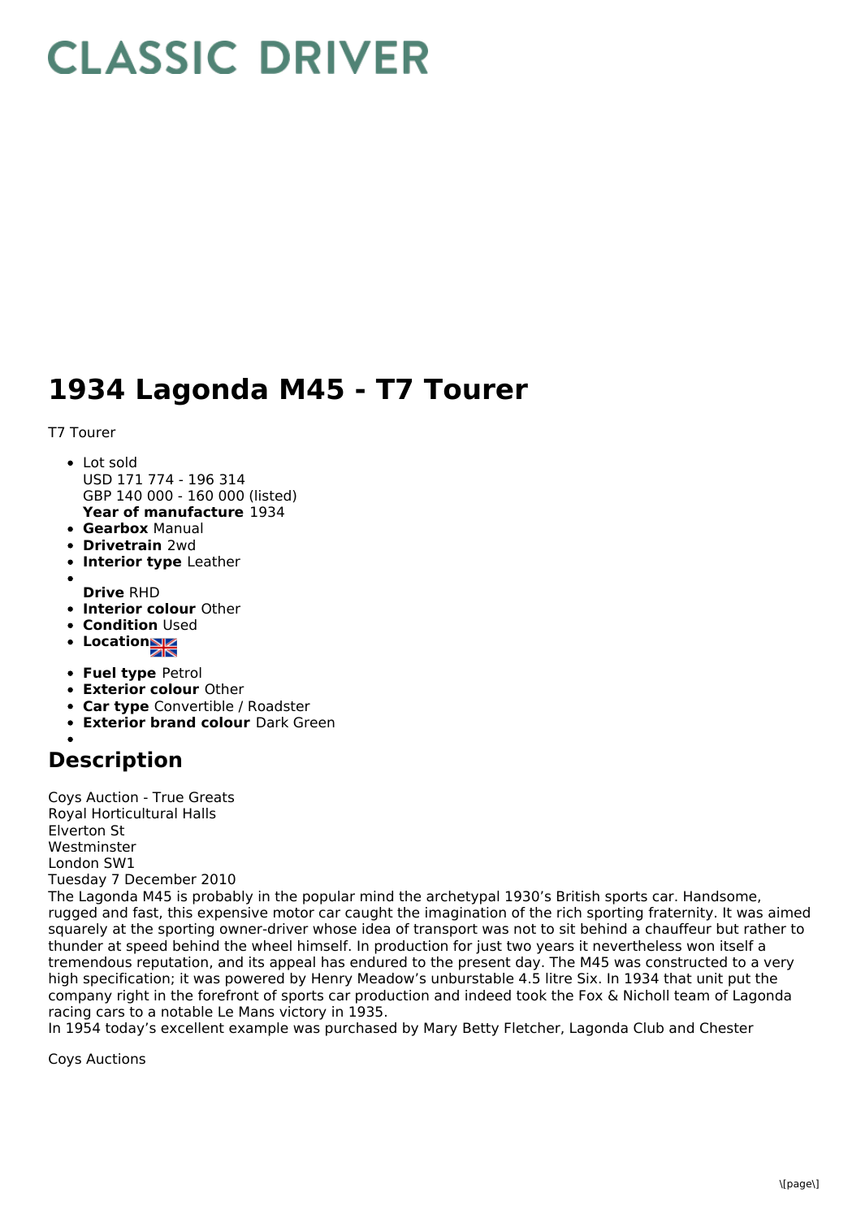# CLASSIC DRIVER

# 1934 Lagonda M45 - T7 Tourer

T7 Tourer

- Lot sold
  USD 171 774 - 196 314
  GBP 140 000 - 160 000 (listed)
  **Year of manufacture** 1934
- **Gearbox** Manual
- **Drivetrain** 2wd
- **Interior type** Leather
- **Drive** RHD
- **Interior colour** Other
- **Condition** Used
- **Location**
- **Fuel type** Petrol
- **Exterior colour** Other
- **Car type** Convertible / Roadster
- **Exterior brand colour** Dark Green

## Description

Coys Auction - True Greats
Royal Horticultural Halls
Elverton St
Westminster
London SW1
Tuesday 7 December 2010
The Lagonda M45 is probably in the popular mind the archetypal 1930's British sports car. Handsome, rugged and fast, this expensive motor car caught the imagination of the rich sporting fraternity. It was aimed squarely at the sporting owner-driver whose idea of transport was not to sit behind a chauffeur but rather to thunder at speed behind the wheel himself. In production for just two years it nevertheless won itself a tremendous reputation, and its appeal has endured to the present day. The M45 was constructed to a very high specification; it was powered by Henry Meadow's unburstable 4.5 litre Six. In 1934 that unit put the company right in the forefront of sports car production and indeed took the Fox & Nicholl team of Lagonda racing cars to a notable Le Mans victory in 1935.
In 1954 today's excellent example was purchased by Mary Betty Fletcher, Lagonda Club and Chester

Coys Auctions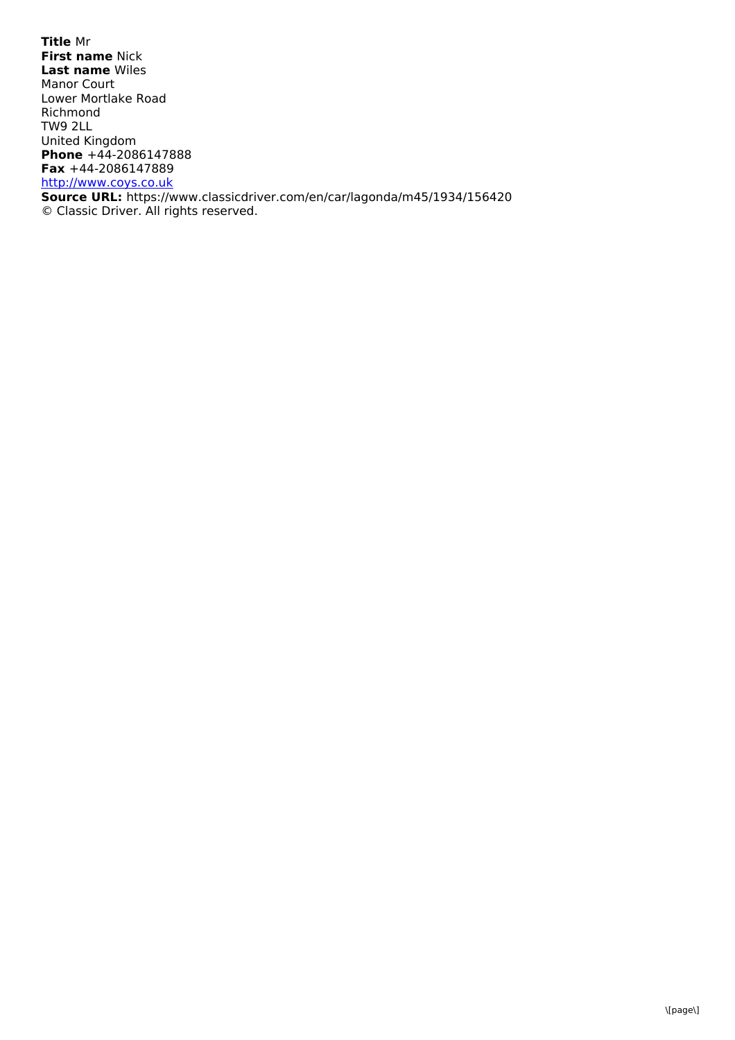**Title** Mr
**First name** Nick
**Last name** Wiles
Manor Court
Lower Mortlake Road
Richmond
TW9 2LL
United Kingdom
**Phone** +44-2086147888
**Fax** +44-2086147889
[http://www.coys.co.uk](http://www.coys.co.uk)
**Source URL:** https://www.classicdriver.com/en/car/lagonda/m45/1934/156420
© Classic Driver. All rights reserved.